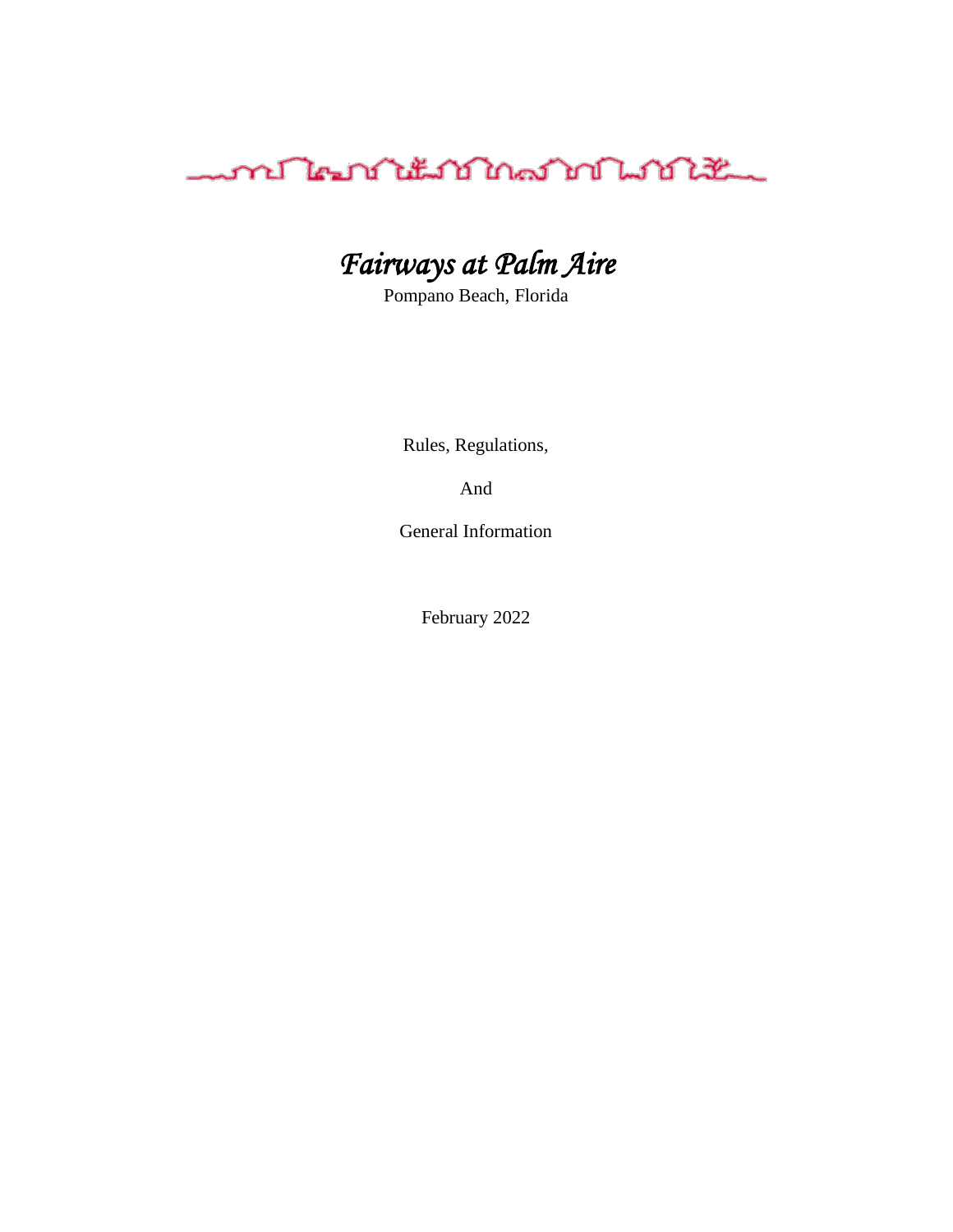# *Fairways at Palm Aire*

Pompano Beach, Florida

Rules, Regulations,

And

General Information

February 2022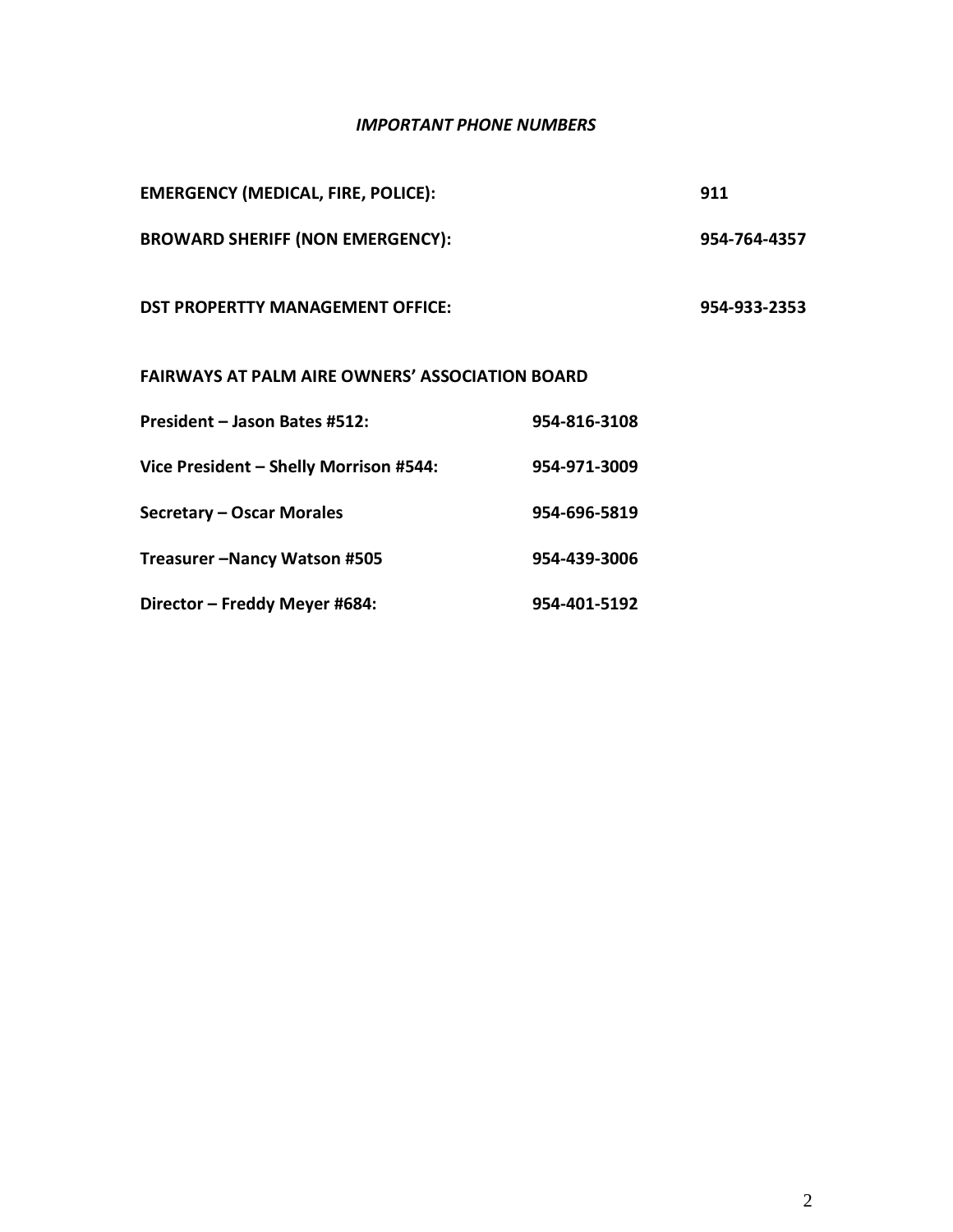## *IMPORTANT PHONE NUMBERS*

**EMERGENCY (MEDICAL, FIRE, POLICE):** **911**

**BROWARD SHERIFF (NON EMERGENCY):** **954-764-4357**

**DST PROPERTTY MANAGEMENT OFFICE:** **954-933-2353**

**FAIRWAYS AT PALM AIRE OWNERS' ASSOCIATION BOARD**

**President – Jason Bates #512:** **954-816-3108**

**Vice President – Shelly Morrison #544:** **954-971-3009**

**Secretary – Oscar Morales** **954-696-5819**

**Treasurer –Nancy Watson #505** **954-439-3006**

**Director – Freddy Meyer #684:** **954-401-5192**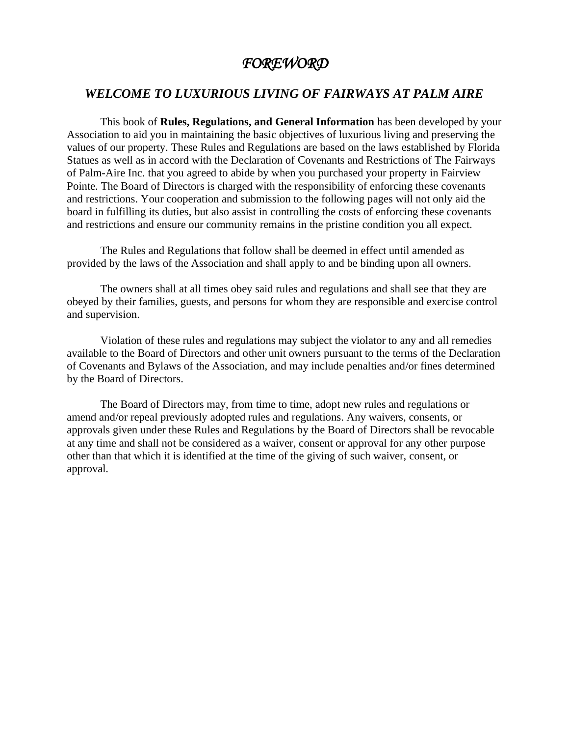# *FOREWORD*

## *WELCOME TO LUXURIOUS LIVING OF FAIRWAYS AT PALM AIRE*

This book of **Rules, Regulations, and General Information** has been developed by your Association to aid you in maintaining the basic objectives of luxurious living and preserving the values of our property. These Rules and Regulations are based on the laws established by Florida Statues as well as in accord with the Declaration of Covenants and Restrictions of The Fairways of Palm-Aire Inc. that you agreed to abide by when you purchased your property in Fairview Pointe. The Board of Directors is charged with the responsibility of enforcing these covenants and restrictions. Your cooperation and submission to the following pages will not only aid the board in fulfilling its duties, but also assist in controlling the costs of enforcing these covenants and restrictions and ensure our community remains in the pristine condition you all expect.

The Rules and Regulations that follow shall be deemed in effect until amended as provided by the laws of the Association and shall apply to and be binding upon all owners.

The owners shall at all times obey said rules and regulations and shall see that they are obeyed by their families, guests, and persons for whom they are responsible and exercise control and supervision.

Violation of these rules and regulations may subject the violator to any and all remedies available to the Board of Directors and other unit owners pursuant to the terms of the Declaration of Covenants and Bylaws of the Association, and may include penalties and/or fines determined by the Board of Directors.

The Board of Directors may, from time to time, adopt new rules and regulations or amend and/or repeal previously adopted rules and regulations. Any waivers, consents, or approvals given under these Rules and Regulations by the Board of Directors shall be revocable at any time and shall not be considered as a waiver, consent or approval for any other purpose other than that which it is identified at the time of the giving of such waiver, consent, or approval.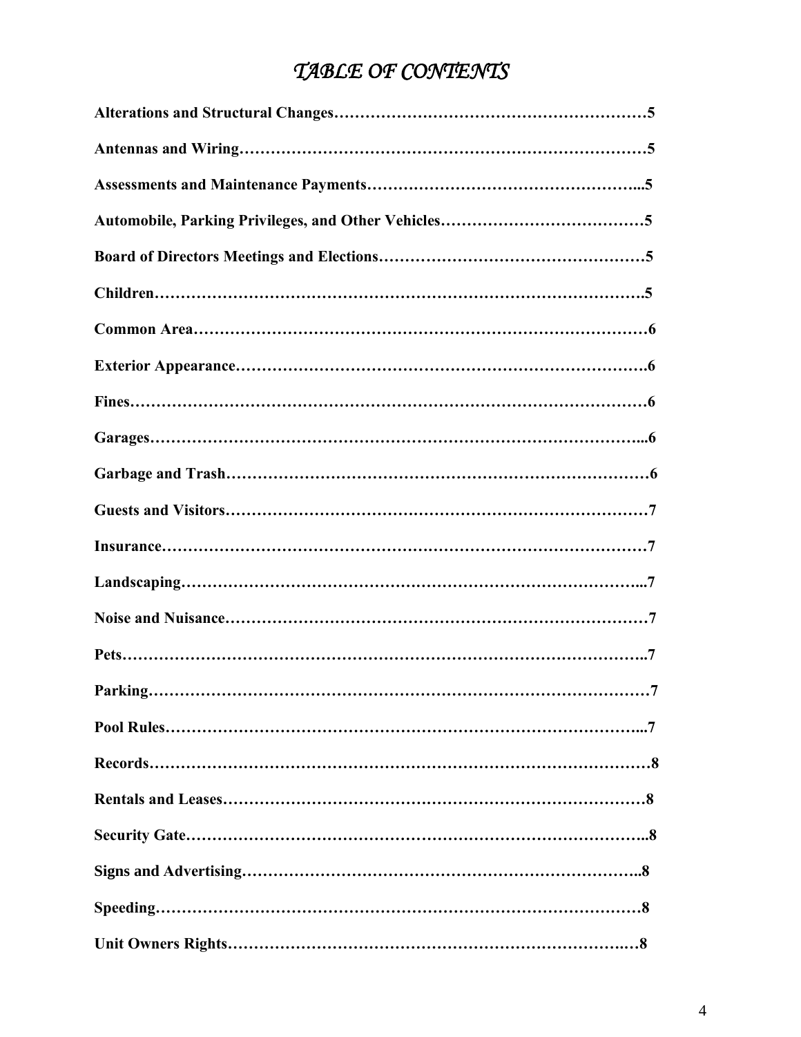# *TABLE OF CONTENTS*

**Alteractions and Structural Changes……………………………………………………5**

**Antennas and Wiring……………………………………………………………………5**

**Assessments and Maintenance Payments……………………………………………...5**

**Automobile, Parking Privileges, and Other Vehicles…………………………………5**

**Board of Directors Meetings and Elections……………………………………………5**

**Children…………………………………………………………………………………….5**

**Common Area……………………………………………………………………………6**

**Exterior Appearance……………………………………………………………………….6**

**Fines………………………………………………………………………………………6**

**Garages…………………………………………………………………………………...6**

**Garbage and Trash………………………………………………………………………6**

**Guests and Visitors………………………………………………………………………7**

**Insurance…………………………………………………………………………………7**

**Landscaping……………………………………………………………………………...7**

**Noise and Nuisance………………………………………………………………………7**

**Pets………………………………………………………………………………………..7**

**Parking……………………………………………………………………………………7**

**Pool Rules………………………………………………………………………………...7**

**Records……………………………………………………………………………………8**

**Rentals and Leases………………………………………………………………………8**

**Security Gate……………………………………………………………………………..8**

**Signs and Advertising……………………………………………………………………..8**

**Speeding…………………………………………………………………………………8**

**Unit Owners Rights……………………………………………………………….…8**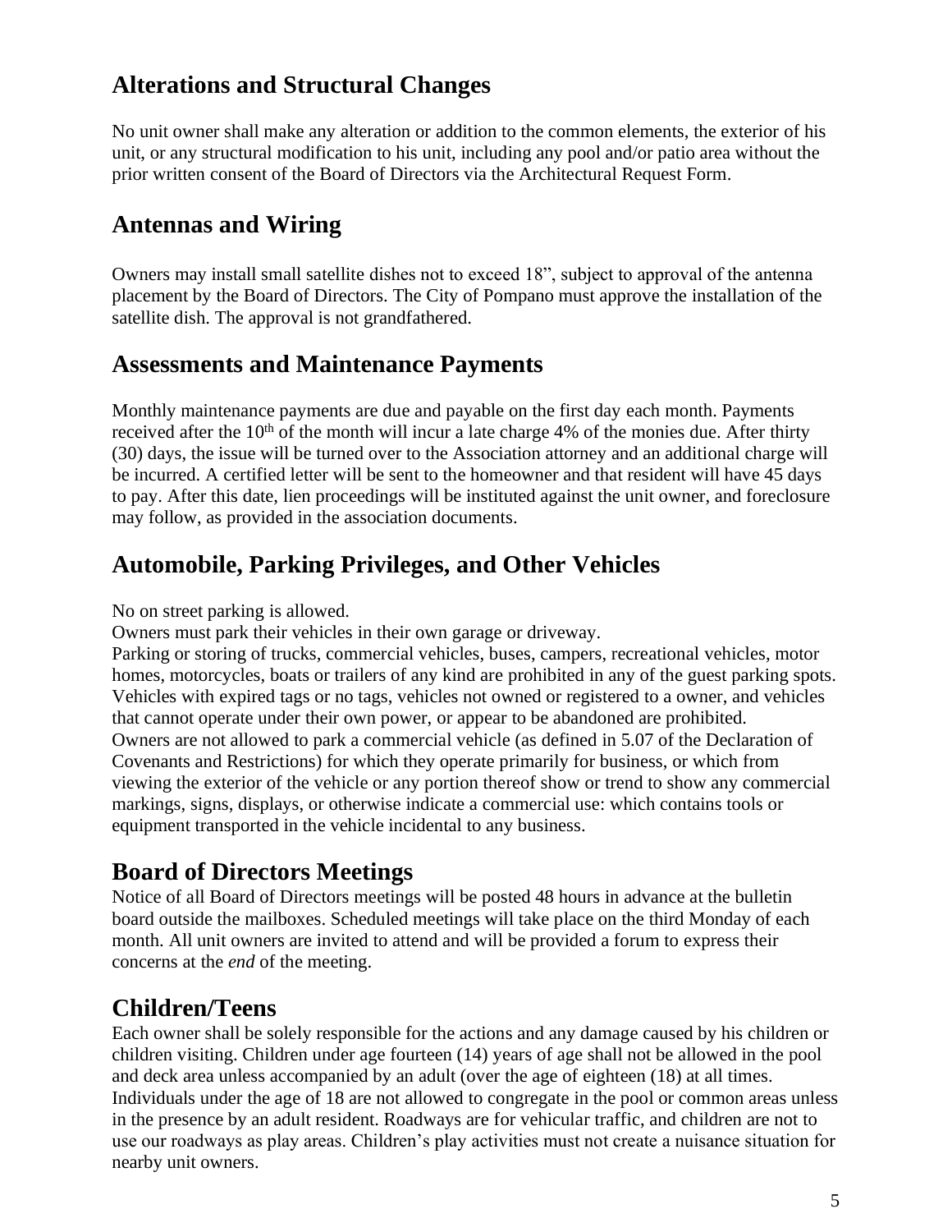## Alterations and Structural Changes

No unit owner shall make any alteration or addition to the common elements, the exterior of his unit, or any structural modification to his unit, including any pool and/or patio area without the prior written consent of the Board of Directors via the Architectural Request Form.

## Antennas and Wiring

Owners may install small satellite dishes not to exceed 18", subject to approval of the antenna placement by the Board of Directors. The City of Pompano must approve the installation of the satellite dish. The approval is not grandfathered.

## Assessments and Maintenance Payments

Monthly maintenance payments are due and payable on the first day each month. Payments received after the 10th of the month will incur a late charge 4% of the monies due. After thirty (30) days, the issue will be turned over to the Association attorney and an additional charge will be incurred. A certified letter will be sent to the homeowner and that resident will have 45 days to pay. After this date, lien proceedings will be instituted against the unit owner, and foreclosure may follow, as provided in the association documents.

## Automobile, Parking Privileges, and Other Vehicles

No on street parking is allowed.
Owners must park their vehicles in their own garage or driveway.
Parking or storing of trucks, commercial vehicles, buses, campers, recreational vehicles, motor homes, motorcycles, boats or trailers of any kind are prohibited in any of the guest parking spots. Vehicles with expired tags or no tags, vehicles not owned or registered to a owner, and vehicles that cannot operate under their own power, or appear to be abandoned are prohibited.
Owners are not allowed to park a commercial vehicle (as defined in 5.07 of the Declaration of Covenants and Restrictions) for which they operate primarily for business, or which from viewing the exterior of the vehicle or any portion thereof show or trend to show any commercial markings, signs, displays, or otherwise indicate a commercial use: which contains tools or equipment transported in the vehicle incidental to any business.

## Board of Directors Meetings

Notice of all Board of Directors meetings will be posted 48 hours in advance at the bulletin board outside the mailboxes. Scheduled meetings will take place on the third Monday of each month. All unit owners are invited to attend and will be provided a forum to express their concerns at the *end* of the meeting.

## Children/Teens

Each owner shall be solely responsible for the actions and any damage caused by his children or children visiting. Children under age fourteen (14) years of age shall not be allowed in the pool and deck area unless accompanied by an adult (over the age of eighteen (18) at all times. Individuals under the age of 18 are not allowed to congregate in the pool or common areas unless in the presence by an adult resident. Roadways are for vehicular traffic, and children are not to use our roadways as play areas. Children's play activities must not create a nuisance situation for nearby unit owners.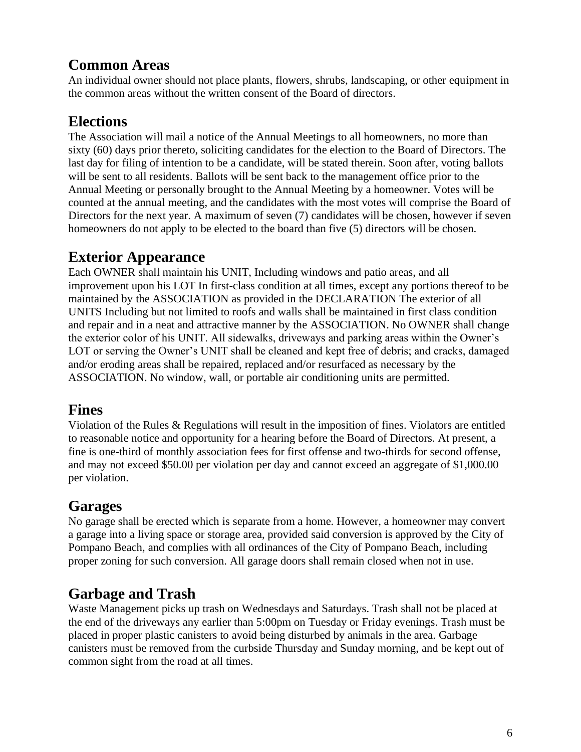## Common Areas

An individual owner should not place plants, flowers, shrubs, landscaping, or other equipment in the common areas without the written consent of the Board of directors.

## Elections

The Association will mail a notice of the Annual Meetings to all homeowners, no more than sixty (60) days prior thereto, soliciting candidates for the election to the Board of Directors. The last day for filing of intention to be a candidate, will be stated therein. Soon after, voting ballots will be sent to all residents. Ballots will be sent back to the management office prior to the Annual Meeting or personally brought to the Annual Meeting by a homeowner. Votes will be counted at the annual meeting, and the candidates with the most votes will comprise the Board of Directors for the next year. A maximum of seven (7) candidates will be chosen, however if seven homeowners do not apply to be elected to the board than five (5) directors will be chosen.

## Exterior Appearance

Each OWNER shall maintain his UNIT, Including windows and patio areas, and all improvement upon his LOT In first-class condition at all times, except any portions thereof to be maintained by the ASSOCIATION as provided in the DECLARATION The exterior of all UNITS Including but not limited to roofs and walls shall be maintained in first class condition and repair and in a neat and attractive manner by the ASSOCIATION. No OWNER shall change the exterior color of his UNIT. All sidewalks, driveways and parking areas within the Owner's LOT or serving the Owner's UNIT shall be cleaned and kept free of debris; and cracks, damaged and/or eroding areas shall be repaired, replaced and/or resurfaced as necessary by the ASSOCIATION. No window, wall, or portable air conditioning units are permitted.

## Fines

Violation of the Rules & Regulations will result in the imposition of fines. Violators are entitled to reasonable notice and opportunity for a hearing before the Board of Directors. At present, a fine is one-third of monthly association fees for first offense and two-thirds for second offense, and may not exceed $50.00 per violation per day and cannot exceed an aggregate of $1,000.00 per violation.

## Garages

No garage shall be erected which is separate from a home. However, a homeowner may convert a garage into a living space or storage area, provided said conversion is approved by the City of Pompano Beach, and complies with all ordinances of the City of Pompano Beach, including proper zoning for such conversion. All garage doors shall remain closed when not in use.

## Garbage and Trash

Waste Management picks up trash on Wednesdays and Saturdays. Trash shall not be placed at the end of the driveways any earlier than 5:00pm on Tuesday or Friday evenings. Trash must be placed in proper plastic canisters to avoid being disturbed by animals in the area. Garbage canisters must be removed from the curbside Thursday and Sunday morning, and be kept out of common sight from the road at all times.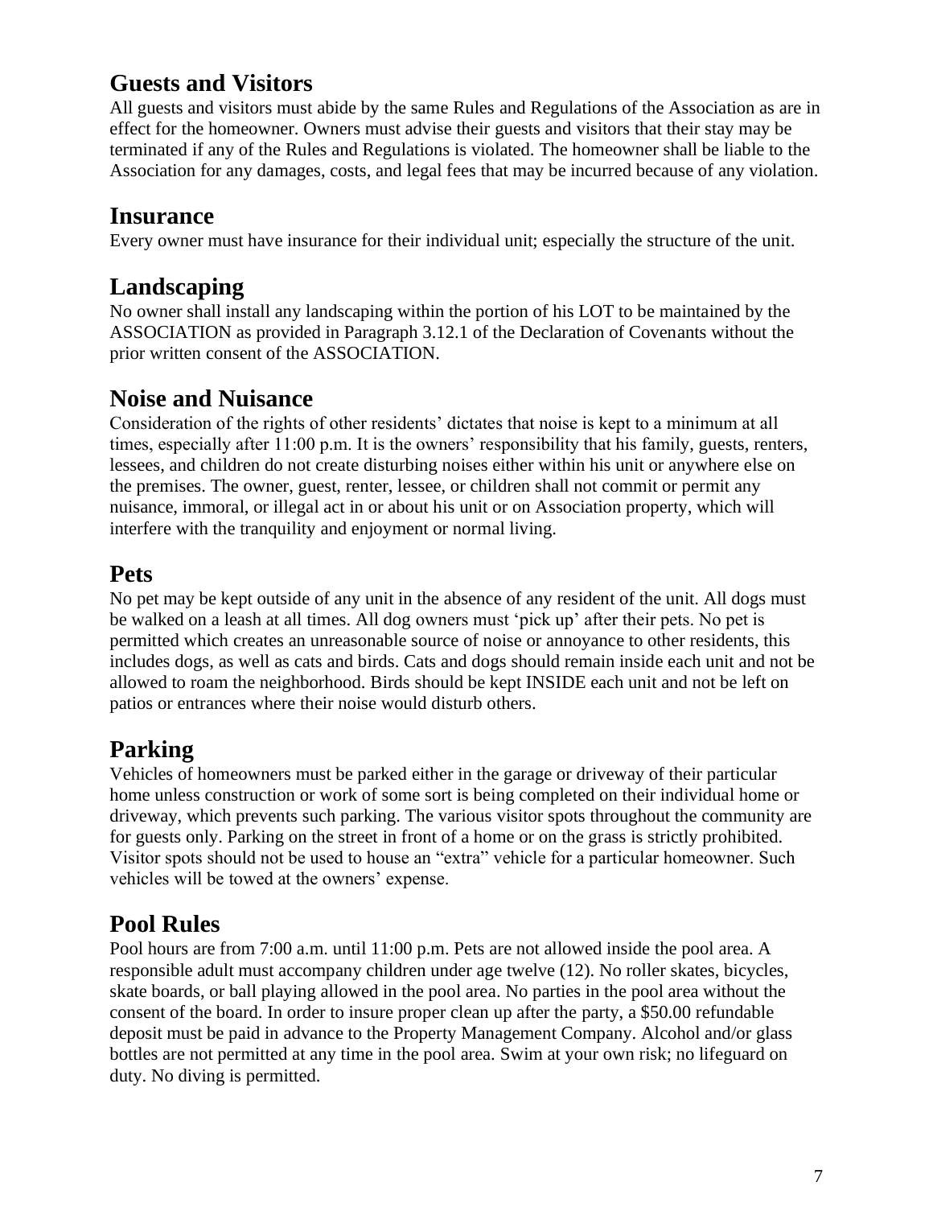## Guests and Visitors

All guests and visitors must abide by the same Rules and Regulations of the Association as are in effect for the homeowner. Owners must advise their guests and visitors that their stay may be terminated if any of the Rules and Regulations is violated. The homeowner shall be liable to the Association for any damages, costs, and legal fees that may be incurred because of any violation.

## Insurance

Every owner must have insurance for their individual unit; especially the structure of the unit.

## Landscaping

No owner shall install any landscaping within the portion of his LOT to be maintained by the ASSOCIATION as provided in Paragraph 3.12.1 of the Declaration of Covenants without the prior written consent of the ASSOCIATION.

## Noise and Nuisance

Consideration of the rights of other residents' dictates that noise is kept to a minimum at all times, especially after 11:00 p.m. It is the owners' responsibility that his family, guests, renters, lessees, and children do not create disturbing noises either within his unit or anywhere else on the premises. The owner, guest, renter, lessee, or children shall not commit or permit any nuisance, immoral, or illegal act in or about his unit or on Association property, which will interfere with the tranquility and enjoyment or normal living.

## Pets

No pet may be kept outside of any unit in the absence of any resident of the unit. All dogs must be walked on a leash at all times. All dog owners must 'pick up' after their pets. No pet is permitted which creates an unreasonable source of noise or annoyance to other residents, this includes dogs, as well as cats and birds. Cats and dogs should remain inside each unit and not be allowed to roam the neighborhood. Birds should be kept INSIDE each unit and not be left on patios or entrances where their noise would disturb others.

## Parking

Vehicles of homeowners must be parked either in the garage or driveway of their particular home unless construction or work of some sort is being completed on their individual home or driveway, which prevents such parking. The various visitor spots throughout the community are for guests only. Parking on the street in front of a home or on the grass is strictly prohibited. Visitor spots should not be used to house an "extra" vehicle for a particular homeowner. Such vehicles will be towed at the owners' expense.

## Pool Rules

Pool hours are from 7:00 a.m. until 11:00 p.m. Pets are not allowed inside the pool area. A responsible adult must accompany children under age twelve (12). No roller skates, bicycles, skate boards, or ball playing allowed in the pool area. No parties in the pool area without the consent of the board. In order to insure proper clean up after the party, a $50.00 refundable deposit must be paid in advance to the Property Management Company. Alcohol and/or glass bottles are not permitted at any time in the pool area. Swim at your own risk; no lifeguard on duty. No diving is permitted.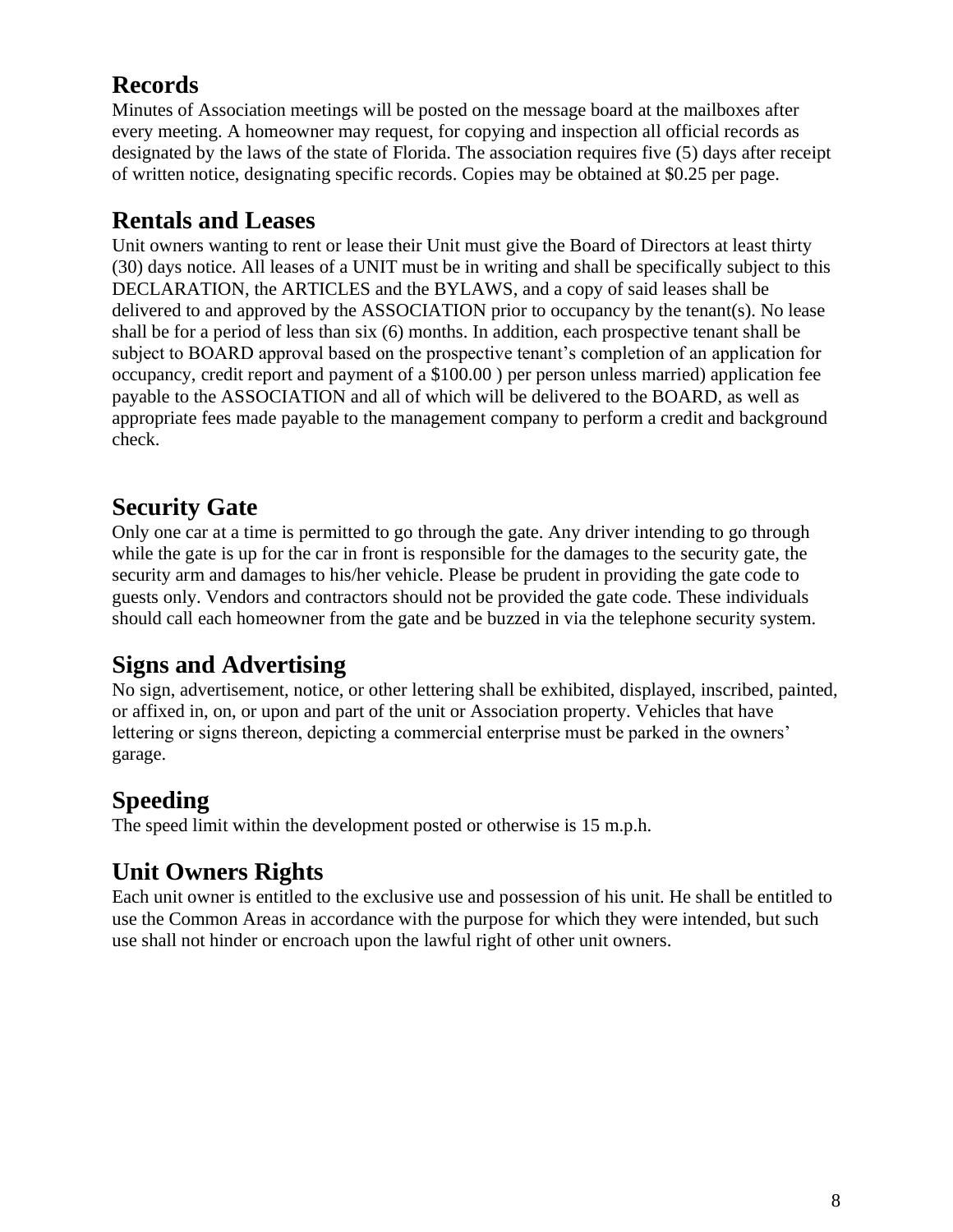## Records

Minutes of Association meetings will be posted on the message board at the mailboxes after every meeting. A homeowner may request, for copying and inspection all official records as designated by the laws of the state of Florida. The association requires five (5) days after receipt of written notice, designating specific records. Copies may be obtained at $0.25 per page.

## Rentals and Leases

Unit owners wanting to rent or lease their Unit must give the Board of Directors at least thirty (30) days notice. All leases of a UNIT must be in writing and shall be specifically subject to this DECLARATION, the ARTICLES and the BYLAWS, and a copy of said leases shall be delivered to and approved by the ASSOCIATION prior to occupancy by the tenant(s). No lease shall be for a period of less than six (6) months. In addition, each prospective tenant shall be subject to BOARD approval based on the prospective tenant's completion of an application for occupancy, credit report and payment of a $100.00 ) per person unless married) application fee payable to the ASSOCIATION and all of which will be delivered to the BOARD, as well as appropriate fees made payable to the management company to perform a credit and background check.

## Security Gate

Only one car at a time is permitted to go through the gate. Any driver intending to go through while the gate is up for the car in front is responsible for the damages to the security gate, the security arm and damages to his/her vehicle. Please be prudent in providing the gate code to guests only. Vendors and contractors should not be provided the gate code. These individuals should call each homeowner from the gate and be buzzed in via the telephone security system.

## Signs and Advertising

No sign, advertisement, notice, or other lettering shall be exhibited, displayed, inscribed, painted, or affixed in, on, or upon and part of the unit or Association property. Vehicles that have lettering or signs thereon, depicting a commercial enterprise must be parked in the owners' garage.

## Speeding

The speed limit within the development posted or otherwise is 15 m.p.h.

## Unit Owners Rights

Each unit owner is entitled to the exclusive use and possession of his unit. He shall be entitled to use the Common Areas in accordance with the purpose for which they were intended, but such use shall not hinder or encroach upon the lawful right of other unit owners.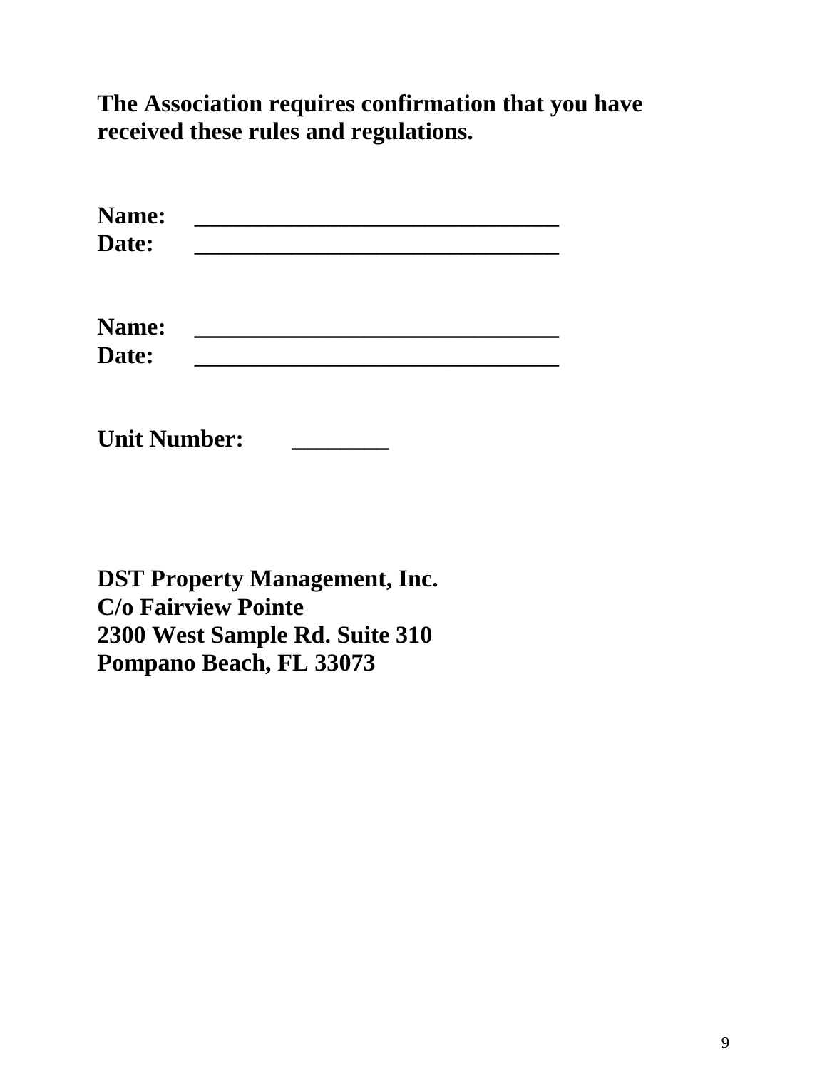**The Association requires confirmation that you have received these rules and regulations.**

**Name:** _______________________________

**Date:** _______________________________

**Name:** _______________________________

**Date:** _______________________________

**Unit Number:** ________

**DST Property Management, Inc.**
**C/o Fairview Pointe**
**2300 West Sample Rd. Suite 310**
**Pompano Beach, FL 33073**